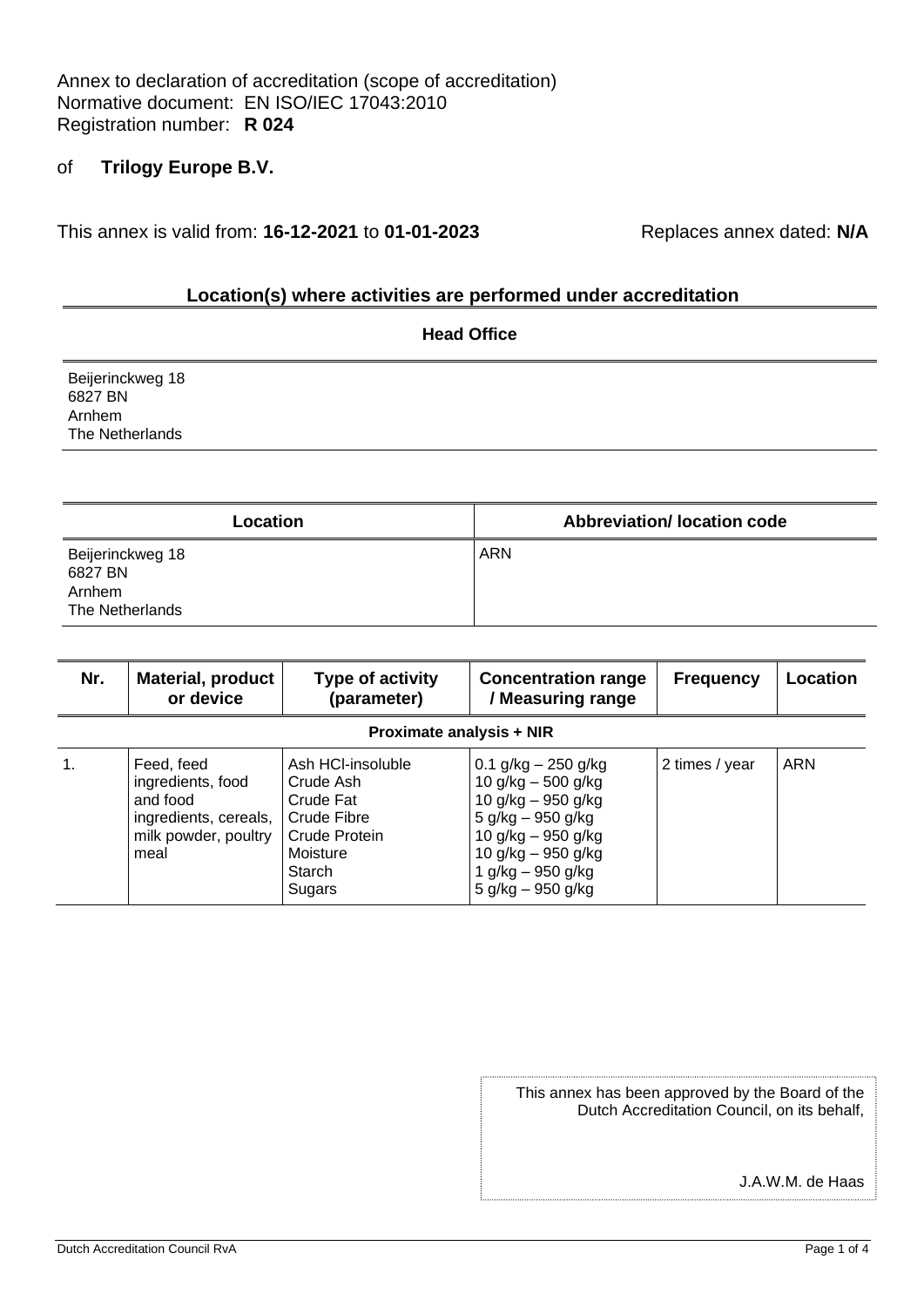Annex to declaration of accreditation (scope of accreditation)
Normative document: EN ISO/IEC 17043:2010
Registration number: **R 024**

of **Trilogy Europe B.V.**

This annex is valid from: **16-12-2021** to **01-01-2023** Replaces annex dated: **N/A**

## Location(s) where activities are performed under accreditation

| Head Office |
| --- |
| Beijerinckweg 18<br>6827 BN<br>Arnhem<br>The Netherlands |

| Location | Abbreviation/ location code |
| --- | --- |
| Beijerinckweg 18<br>6827 BN<br>Arnhem<br>The Netherlands | ARN |

| Nr. | Material, product or device | Type of activity (parameter) | Concentration range / Measuring range | Frequency | Location |
| --- | --- | --- | --- | --- | --- |
| **Proximate analysis + NIR** | | | | | |
| 1. | Feed, feed ingredients, food and food ingredients, cereals, milk powder, poultry meal | Ash HCl-insoluble<br>Crude Ash<br>Crude Fat<br>Crude Fibre<br>Crude Protein<br>Moisture<br>Starch<br>Sugars | 0.1 g/kg – 250 g/kg<br>10 g/kg – 500 g/kg<br>10 g/kg – 950 g/kg<br>5 g/kg – 950 g/kg<br>10 g/kg – 950 g/kg<br>10 g/kg – 950 g/kg<br>1 g/kg – 950 g/kg<br>5 g/kg – 950 g/kg | 2 times / year | ARN |

This annex has been approved by the Board of the Dutch Accreditation Council, on its behalf,

J.A.W.M. de Haas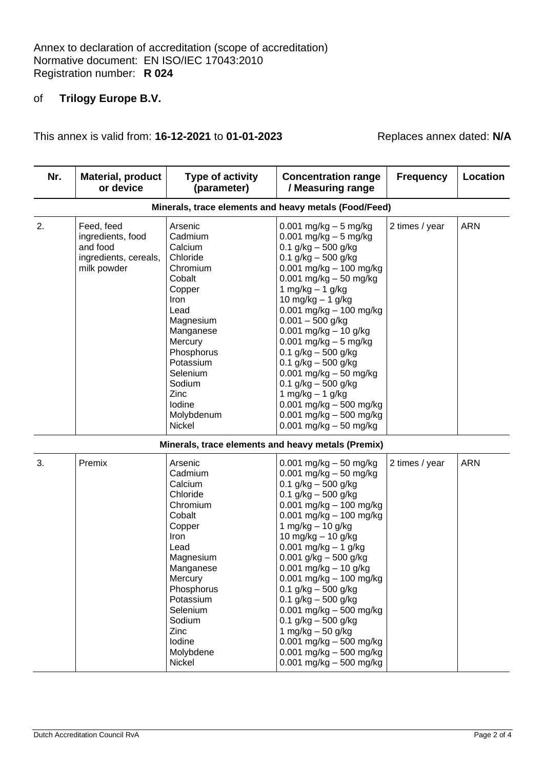Annex to declaration of accreditation (scope of accreditation)
Normative document: EN ISO/IEC 17043:2010
Registration number: **R 024**

of **Trilogy Europe B.V.**

This annex is valid from: **16-12-2021** to **01-01-2023** Replaces annex dated: **N/A**

| Nr. | Material, product or device | Type of activity (parameter) | Concentration range / Measuring range | Frequency | Location |
|---|---|---|---|---|---|
| **Minerals, trace elements and heavy metals (Food/Feed)** | | | | | |
| 2. | Feed, feed ingredients, food and food ingredients, cereals, milk powder | Arsenic<br>Cadmium<br>Calcium<br>Chloride<br>Chromium<br>Cobalt<br>Copper<br>Iron<br>Lead<br>Magnesium<br>Manganese<br>Mercury<br>Phosphorus<br>Potassium<br>Selenium<br>Sodium<br>Zinc<br>Iodine<br>Molybdenum<br>Nickel | 0.001 mg/kg – 5 mg/kg<br>0.001 mg/kg – 5 mg/kg<br>0.1 g/kg – 500 g/kg<br>0.1 g/kg – 500 g/kg<br>0.001 mg/kg – 100 mg/kg<br>0.001 mg/kg – 50 mg/kg<br>1 mg/kg – 1 g/kg<br>10 mg/kg – 1 g/kg<br>0.001 mg/kg – 100 mg/kg<br>0.001 – 500 g/kg<br>0.001 mg/kg – 10 g/kg<br>0.001 mg/kg – 5 mg/kg<br>0.1 g/kg – 500 g/kg<br>0.1 g/kg – 500 g/kg<br>0.001 mg/kg – 50 mg/kg<br>0.1 g/kg – 500 g/kg<br>1 mg/kg – 1 g/kg<br>0.001 mg/kg – 500 mg/kg<br>0.001 mg/kg – 500 mg/kg<br>0.001 mg/kg – 50 mg/kg | 2 times / year | ARN |
| **Minerals, trace elements and heavy metals (Premix)** | | | | | |
| 3. | Premix | Arsenic<br>Cadmium<br>Calcium<br>Chloride<br>Chromium<br>Cobalt<br>Copper<br>Iron<br>Lead<br>Magnesium<br>Manganese<br>Mercury<br>Phosphorus<br>Potassium<br>Selenium<br>Sodium<br>Zinc<br>Iodine<br>Molybdene<br>Nickel | 0.001 mg/kg – 50 mg/kg<br>0.001 mg/kg – 50 mg/kg<br>0.1 g/kg – 500 g/kg<br>0.1 g/kg – 500 g/kg<br>0.001 mg/kg – 100 mg/kg<br>0.001 mg/kg – 100 mg/kg<br>1 mg/kg – 10 g/kg<br>10 mg/kg – 10 g/kg<br>0.001 mg/kg – 1 g/kg<br>0.001 g/kg – 500 g/kg<br>0.001 mg/kg – 10 g/kg<br>0.001 mg/kg – 100 mg/kg<br>0.1 g/kg – 500 g/kg<br>0.1 g/kg – 500 g/kg<br>0.001 mg/kg – 500 mg/kg<br>0.1 g/kg – 500 g/kg<br>1 mg/kg – 50 g/kg<br>0.001 mg/kg – 500 mg/kg<br>0.001 mg/kg – 500 mg/kg<br>0.001 mg/kg – 500 mg/kg | 2 times / year | ARN |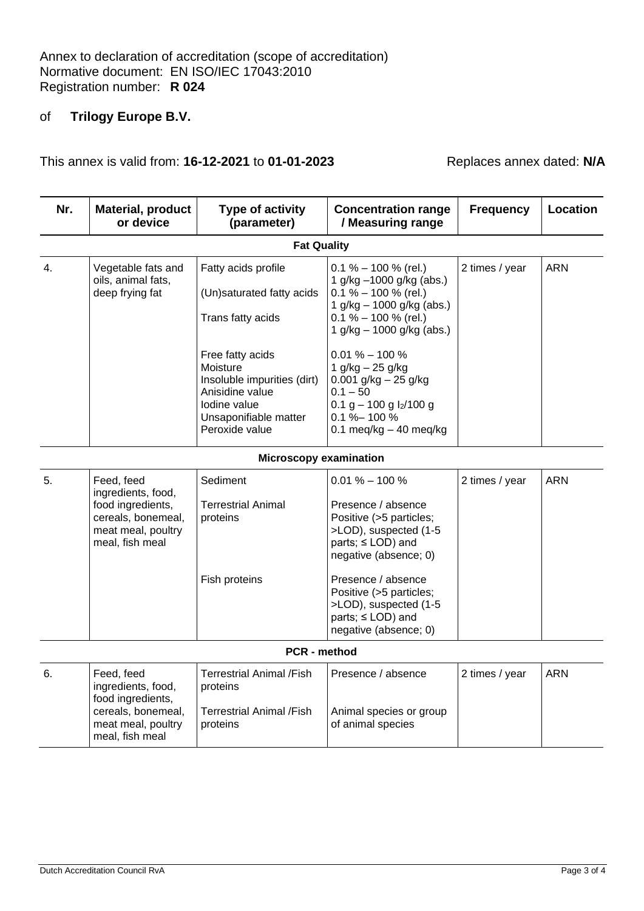Annex to declaration of accreditation (scope of accreditation)
Normative document: EN ISO/IEC 17043:2010
Registration number: **R 024**

of **Trilogy Europe B.V.**

This annex is valid from: **16-12-2021** to **01-01-2023** Replaces annex dated: **N/A**

| Nr. | Material, product or device | Type of activity (parameter) | Concentration range / Measuring range | Frequency | Location |
|---|---|---|---|---|---|
| | | **Fat Quality** | | | |
| 4. | Vegetable fats and oils, animal fats, deep frying fat | Fatty acids profile<br><br>(Un)saturated fatty acids<br><br>Trans fatty acids<br><br>Free fatty acids<br>Moisture<br>Insoluble impurities (dirt)<br>Anisidine value<br>Iodine value<br>Unsaponifiable matter<br>Peroxide value | 0.1 % – 100 % (rel.)<br>1 g/kg –1000 g/kg (abs.)<br>0.1 % – 100 % (rel.)<br>1 g/kg – 1000 g/kg (abs.)<br>0.1 % – 100 % (rel.)<br>1 g/kg – 1000 g/kg (abs.)<br><br>0.01 % – 100 %<br>1 g/kg – 25 g/kg<br>0.001 g/kg – 25 g/kg<br>0.1 – 50<br>0.1 g – 100 g $I_2$/100 g<br>0.1 %– 100 %<br>0.1 meq/kg – 40 meq/kg | 2 times / year | ARN |
| | | **Microscopy examination** | | | |
| 5. | Feed, feed ingredients, food, food ingredients, cereals, bonemeal, meat meal, poultry meal, fish meal | Sediment<br><br>Terrestrial Animal proteins<br><br>Fish proteins | 0.01 % – 100 %<br><br>Presence / absence Positive (>5 particles; >LOD), suspected (1-5 parts; ≤ LOD) and negative (absence; 0)<br><br>Presence / absence Positive (>5 particles; >LOD), suspected (1-5 parts; ≤ LOD) and negative (absence; 0) | 2 times / year | ARN |
| | | **PCR - method** | | | |
| 6. | Feed, feed ingredients, food, food ingredients, cereals, bonemeal, meat meal, poultry meal, fish meal | Terrestrial Animal /Fish proteins<br><br>Terrestrial Animal /Fish proteins | Presence / absence<br><br>Animal species or group of animal species | 2 times / year | ARN |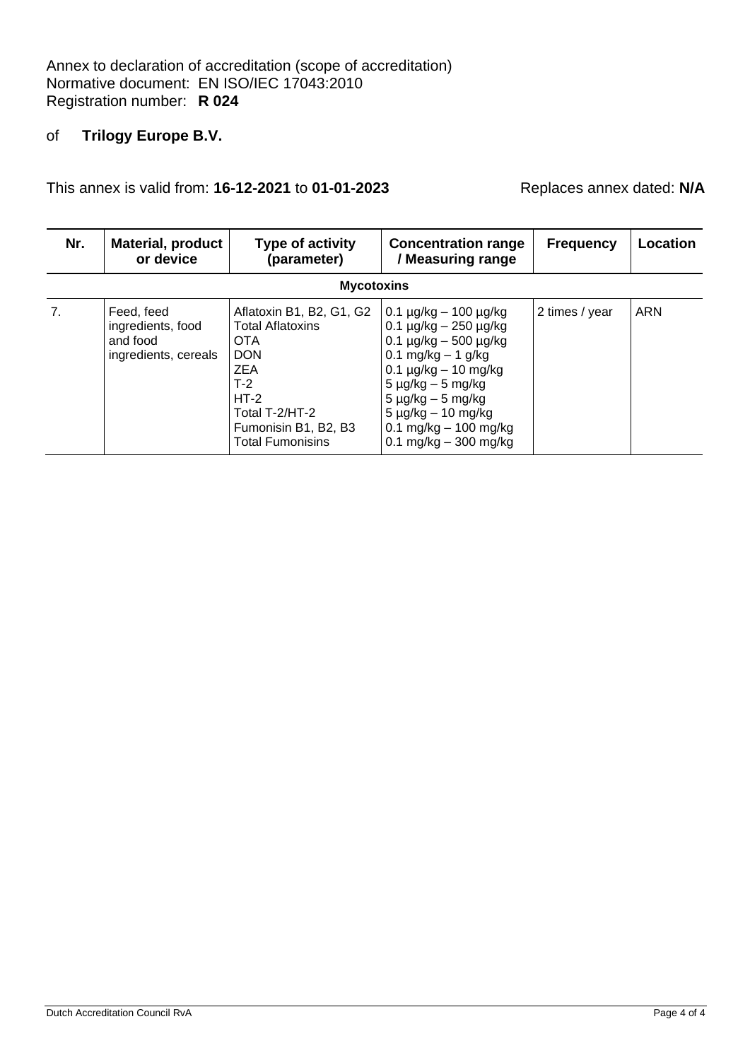Annex to declaration of accreditation (scope of accreditation)
Normative document: EN ISO/IEC 17043:2010
Registration number: **R 024**

of **Trilogy Europe B.V.**

This annex is valid from: **16-12-2021** to **01-01-2023** Replaces annex dated: **N/A**

| Nr. | Material, product or device | Type of activity (parameter) | Concentration range / Measuring range | Frequency | Location |
|---|---|---|---|---|---|
| | | **Mycotoxins** | | | |
| 7. | Feed, feed ingredients, food and food ingredients, cereals | Aflatoxin B1, B2, G1, G2<br>Total Aflatoxins<br>OTA<br>DON<br>ZEA<br>T-2<br>HT-2<br>Total T-2/HT-2<br>Fumonisin B1, B2, B3<br>Total Fumonisins | 0.1 µg/kg – 100 µg/kg<br>0.1 µg/kg – 250 µg/kg<br>0.1 µg/kg – 500 µg/kg<br>0.1 mg/kg – 1 g/kg<br>0.1 µg/kg – 10 mg/kg<br>5 µg/kg – 5 mg/kg<br>5 µg/kg – 5 mg/kg<br>5 µg/kg – 10 mg/kg<br>0.1 mg/kg – 100 mg/kg<br>0.1 mg/kg – 300 mg/kg | 2 times / year | ARN |

Dutch Accreditation Council RvA